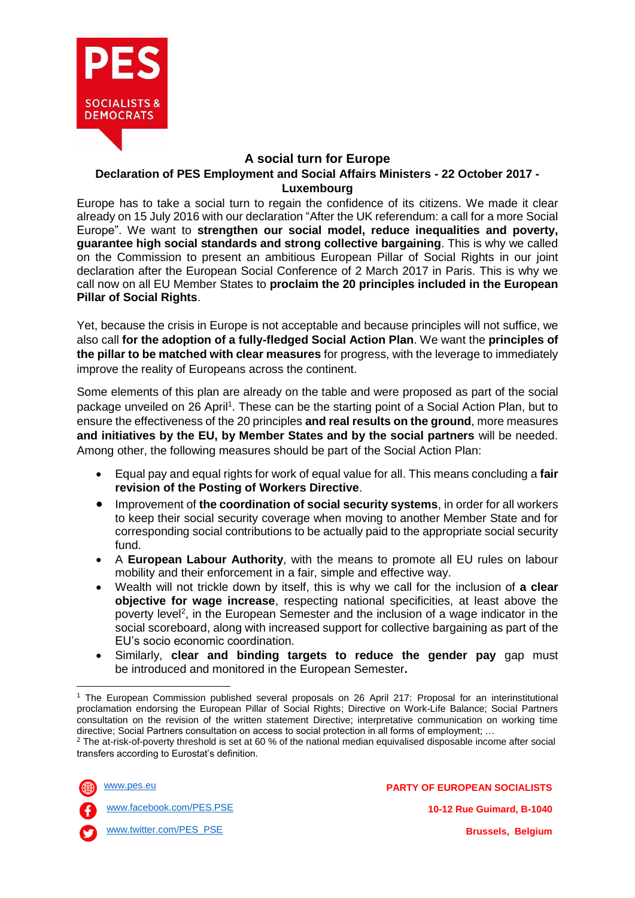# A social turn for Europe

## Declaration of PES Employment and Social Affairs Ministers - 22 October 2017 - Luxembourg

Europe has to take a social turn to regain the confidence of its citizens. We made it clear already on 15 July 2016 with our declaration "After the UK referendum: a call for a more Social Europe". We want to **strengthen our social model, reduce inequalities and poverty, guarantee high social standards and strong collective bargaining**. This is why we called on the Commission to present an ambitious European Pillar of Social Rights in our joint declaration after the European Social Conference of 2 March 2017 in Paris. This is why we call now on all EU Member States to **proclaim the 20 principles included in the European Pillar of Social Rights**.

Yet, because the crisis in Europe is not acceptable and because principles will not suffice, we also call **for the adoption of a fully-fledged Social Action Plan**. We want the **principles of the pillar to be matched with clear measures** for progress, with the leverage to immediately improve the reality of Europeans across the continent.

Some elements of this plan are already on the table and were proposed as part of the social package unveiled on 26 April[1]. These can be the starting point of a Social Action Plan, but to ensure the effectiveness of the 20 principles **and real results on the ground**, more measures **and initiatives by the EU, by Member States and by the social partners** will be needed. Among other, the following measures should be part of the Social Action Plan:

- Equal pay and equal rights for work of equal value for all. This means concluding a **fair revision of the Posting of Workers Directive**.
- Improvement of **the coordination of social security systems**, in order for all workers to keep their social security coverage when moving to another Member State and for corresponding social contributions to be actually paid to the appropriate social security fund.
- A **European Labour Authority**, with the means to promote all EU rules on labour mobility and their enforcement in a fair, simple and effective way.
- Wealth will not trickle down by itself, this is why we call for the inclusion of **a clear objective for wage increase**, respecting national specificities, at least above the poverty level[2], in the European Semester and the inclusion of a wage indicator in the social scoreboard, along with increased support for collective bargaining as part of the EU's socio economic coordination.
- Similarly, **clear and binding targets to reduce the gender pay** gap must be introduced and monitored in the European Semester**.**

---

[1] The European Commission published several proposals on 26 April 217: Proposal for an interinstitutional proclamation endorsing the European Pillar of Social Rights; Directive on Work-Life Balance; Social Partners consultation on the revision of the written statement Directive; interpretative communication on working time directive; Social Partners consultation on access to social protection in all forms of employment; …

[2] The at-risk-of-poverty threshold is set at 60 % of the national median equivalised disposable income after social transfers according to Eurostat's definition.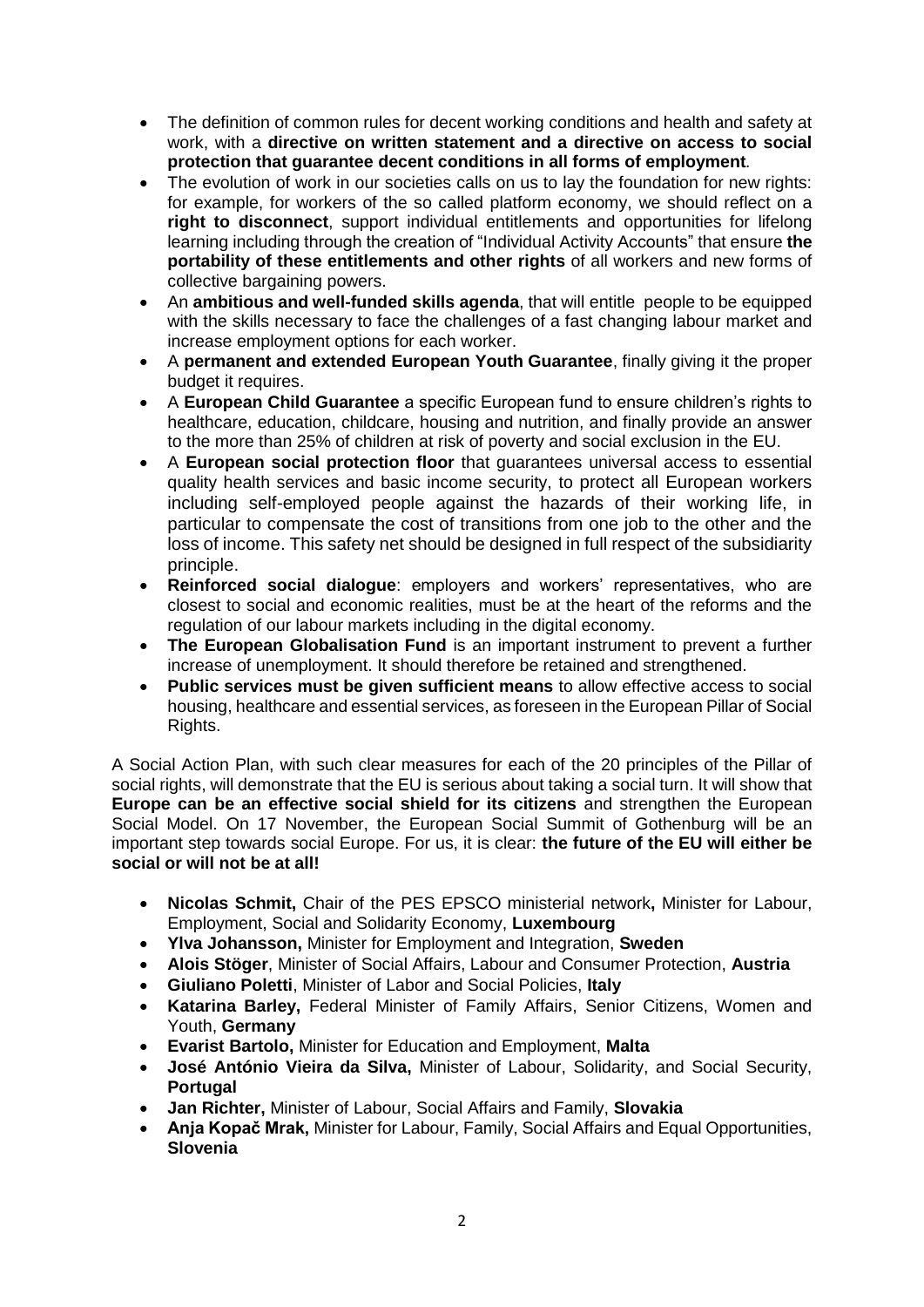- The definition of common rules for decent working conditions and health and safety at work, with a **directive on written statement and a directive on access to social protection that guarantee decent conditions in all forms of employment**.
- The evolution of work in our societies calls on us to lay the foundation for new rights: for example, for workers of the so called platform economy, we should reflect on a **right to disconnect**, support individual entitlements and opportunities for lifelong learning including through the creation of "Individual Activity Accounts" that ensure **the portability of these entitlements and other rights** of all workers and new forms of collective bargaining powers.
- An **ambitious and well-funded skills agenda**, that will entitle people to be equipped with the skills necessary to face the challenges of a fast changing labour market and increase employment options for each worker.
- A **permanent and extended European Youth Guarantee**, finally giving it the proper budget it requires.
- A **European Child Guarantee** a specific European fund to ensure children's rights to healthcare, education, childcare, housing and nutrition, and finally provide an answer to the more than 25% of children at risk of poverty and social exclusion in the EU.
- A **European social protection floor** that guarantees universal access to essential quality health services and basic income security, to protect all European workers including self-employed people against the hazards of their working life, in particular to compensate the cost of transitions from one job to the other and the loss of income. This safety net should be designed in full respect of the subsidiarity principle.
- **Reinforced social dialogue**: employers and workers' representatives, who are closest to social and economic realities, must be at the heart of the reforms and the regulation of our labour markets including in the digital economy.
- **The European Globalisation Fund** is an important instrument to prevent a further increase of unemployment. It should therefore be retained and strengthened.
- **Public services must be given sufficient means** to allow effective access to social housing, healthcare and essential services, as foreseen in the European Pillar of Social Rights.

A Social Action Plan, with such clear measures for each of the 20 principles of the Pillar of social rights, will demonstrate that the EU is serious about taking a social turn. It will show that **Europe can be an effective social shield for its citizens** and strengthen the European Social Model. On 17 November, the European Social Summit of Gothenburg will be an important step towards social Europe. For us, it is clear: **the future of the EU will either be social or will not be at all!**

- **Nicolas Schmit,** Chair of the PES EPSCO ministerial network**,** Minister for Labour, Employment, Social and Solidarity Economy, **Luxembourg**
- **Ylva Johansson,** Minister for Employment and Integration, **Sweden**
- **Alois Stöger**, Minister of Social Affairs, Labour and Consumer Protection, **Austria**
- **Giuliano Poletti**, Minister of Labor and Social Policies, **Italy**
- **Katarina Barley,** Federal Minister of Family Affairs, Senior Citizens, Women and Youth, **Germany**
- **Evarist Bartolo,** Minister for Education and Employment, **Malta**
- **José António Vieira da Silva,** Minister of Labour, Solidarity, and Social Security, **Portugal**
- **Jan Richter,** Minister of Labour, Social Affairs and Family, **Slovakia**
- **Anja Kopač Mrak,** Minister for Labour, Family, Social Affairs and Equal Opportunities, **Slovenia**